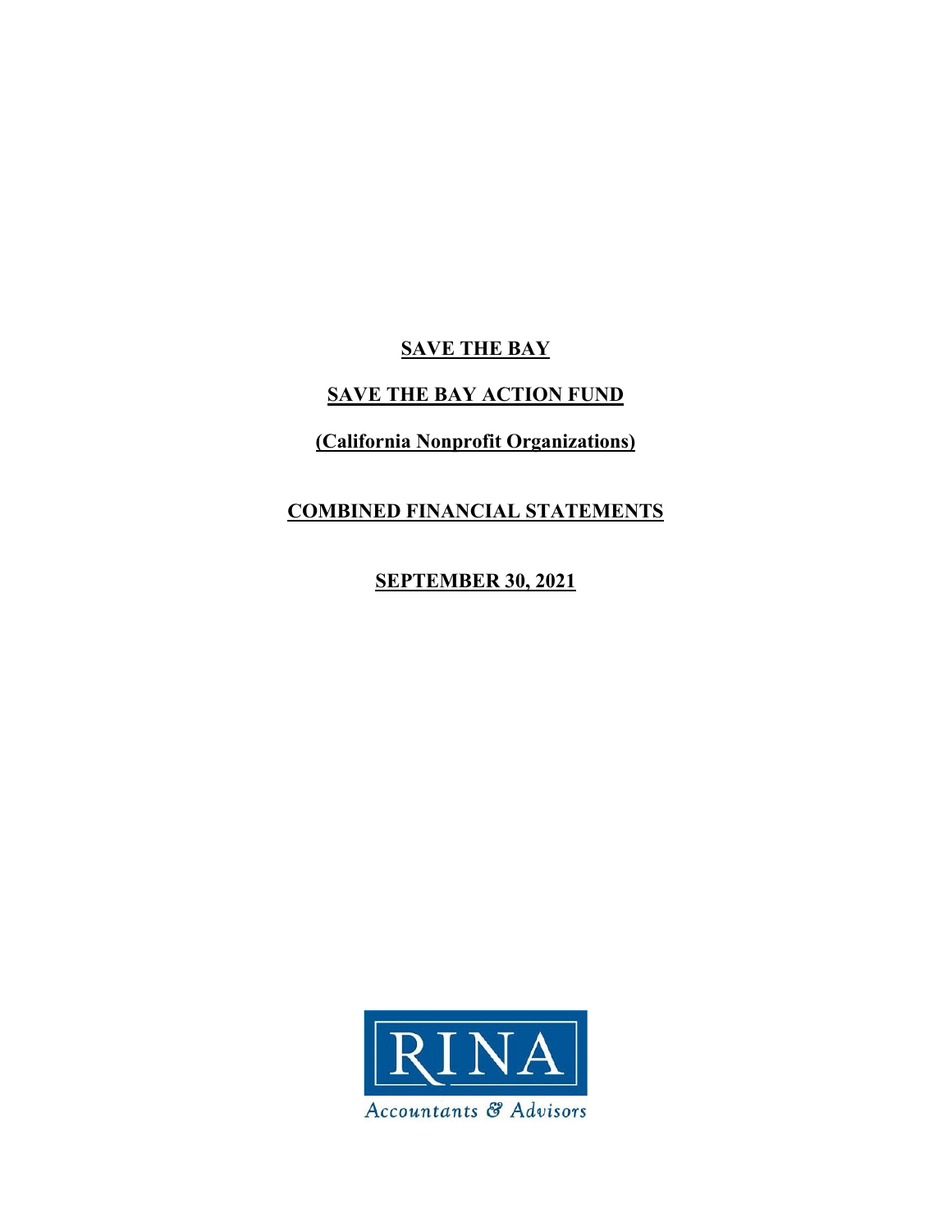**SAVE THE BAY**

**SAVE THE BAY ACTION FUND**

**(California Nonprofit Organizations)**

**COMBINED FINANCIAL STATEMENTS**

**SEPTEMBER 30, 2021**

RINA

Accountants & Advisors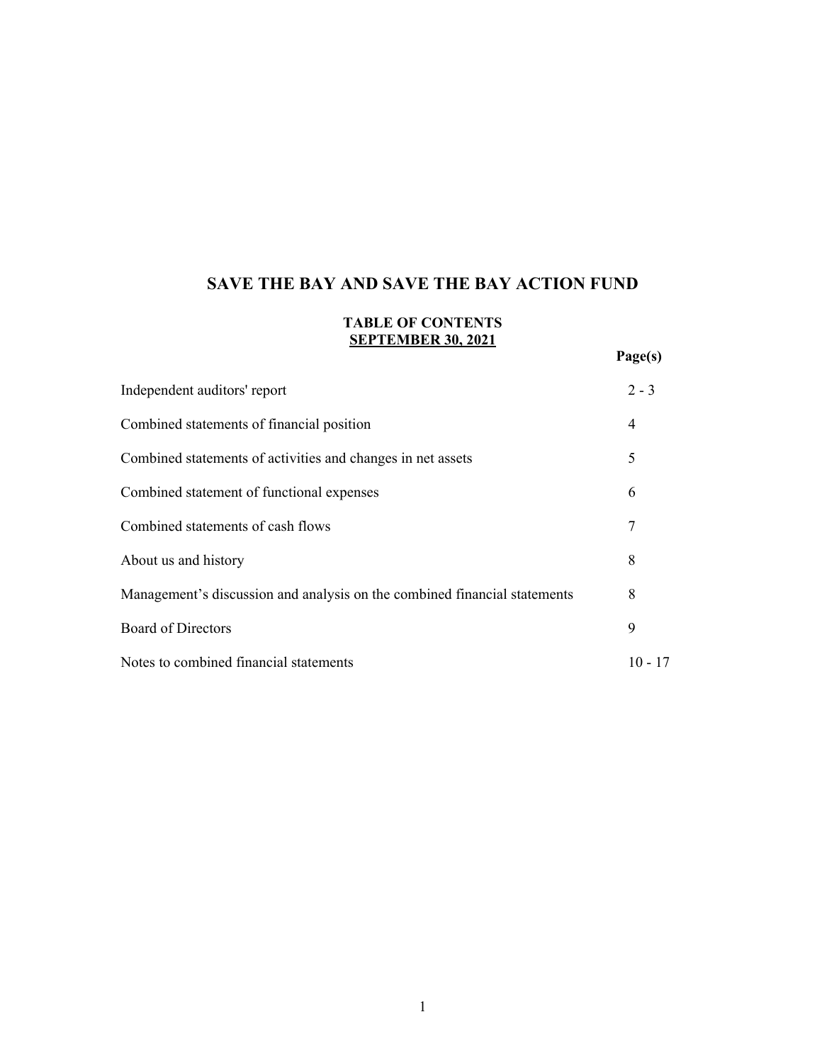# SAVE THE BAY AND SAVE THE BAY ACTION FUND

## TABLE OF CONTENTS
## SEPTEMBER 30, 2021

| | Page(s) |
|---|---|
| Independent auditors' report | 2 - 3 |
| Combined statements of financial position | 4 |
| Combined statements of activities and changes in net assets | 5 |
| Combined statement of functional expenses | 6 |
| Combined statements of cash flows | 7 |
| About us and history | 8 |
| Management's discussion and analysis on the combined financial statements | 8 |
| Board of Directors | 9 |
| Notes to combined financial statements | 10 - 17 |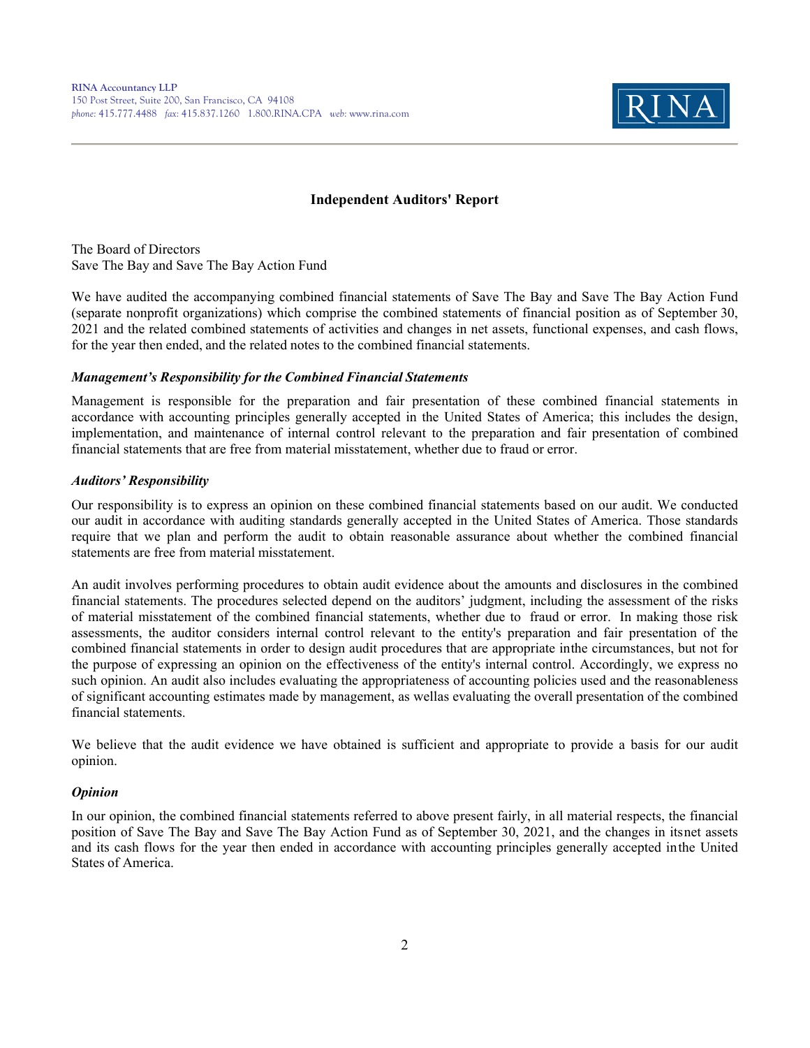RINA Accountancy LLP
150 Post Street, Suite 200, San Francisco, CA 94108
*phone:* 415.777.4488 *fax:* 415.837.1260 1.800.RINA.CPA *web:* www.rina.com

RINA

# Independent Auditors' Report

The Board of Directors
Save The Bay and Save The Bay Action Fund

We have audited the accompanying combined financial statements of Save The Bay and Save The Bay Action Fund (separate nonprofit organizations) which comprise the combined statements of financial position as of September 30, 2021 and the related combined statements of activities and changes in net assets, functional expenses, and cash flows, for the year then ended, and the related notes to the combined financial statements.

### *Management's Responsibility for the Combined Financial Statements*

Management is responsible for the preparation and fair presentation of these combined financial statements in accordance with accounting principles generally accepted in the United States of America; this includes the design, implementation, and maintenance of internal control relevant to the preparation and fair presentation of combined financial statements that are free from material misstatement, whether due to fraud or error.

### *Auditors' Responsibility*

Our responsibility is to express an opinion on these combined financial statements based on our audit. We conducted our audit in accordance with auditing standards generally accepted in the United States of America. Those standards require that we plan and perform the audit to obtain reasonable assurance about whether the combined financial statements are free from material misstatement.

An audit involves performing procedures to obtain audit evidence about the amounts and disclosures in the combined financial statements. The procedures selected depend on the auditors' judgment, including the assessment of the risks of material misstatement of the combined financial statements, whether due to fraud or error. In making those risk assessments, the auditor considers internal control relevant to the entity's preparation and fair presentation of the combined financial statements in order to design audit procedures that are appropriate inthe circumstances, but not for the purpose of expressing an opinion on the effectiveness of the entity's internal control. Accordingly, we express no such opinion. An audit also includes evaluating the appropriateness of accounting policies used and the reasonableness of significant accounting estimates made by management, as wellas evaluating the overall presentation of the combined financial statements.

We believe that the audit evidence we have obtained is sufficient and appropriate to provide a basis for our audit opinion.

### *Opinion*

In our opinion, the combined financial statements referred to above present fairly, in all material respects, the financial position of Save The Bay and Save The Bay Action Fund as of September 30, 2021, and the changes in itsnet assets and its cash flows for the year then ended in accordance with accounting principles generally accepted inthe United States of America.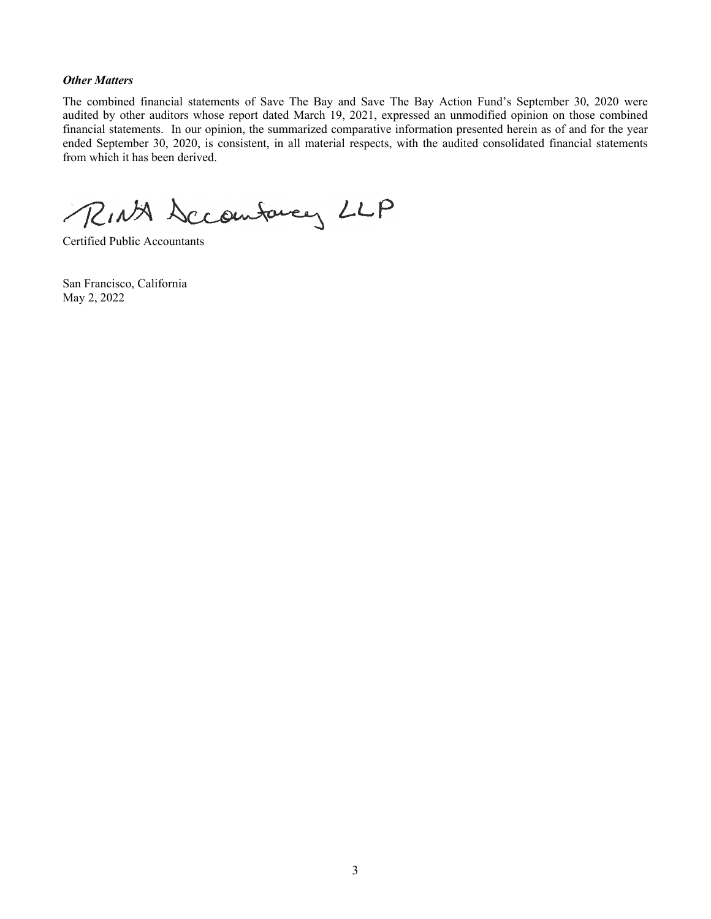***Other Matters***

The combined financial statements of Save The Bay and Save The Bay Action Fund's September 30, 2020 were audited by other auditors whose report dated March 19, 2021, expressed an unmodified opinion on those combined financial statements. In our opinion, the summarized comparative information presented herein as of and for the year ended September 30, 2020, is consistent, in all material respects, with the audited consolidated financial statements from which it has been derived.

RINA Accountancy LLP

Certified Public Accountants

San Francisco, California
May 2, 2022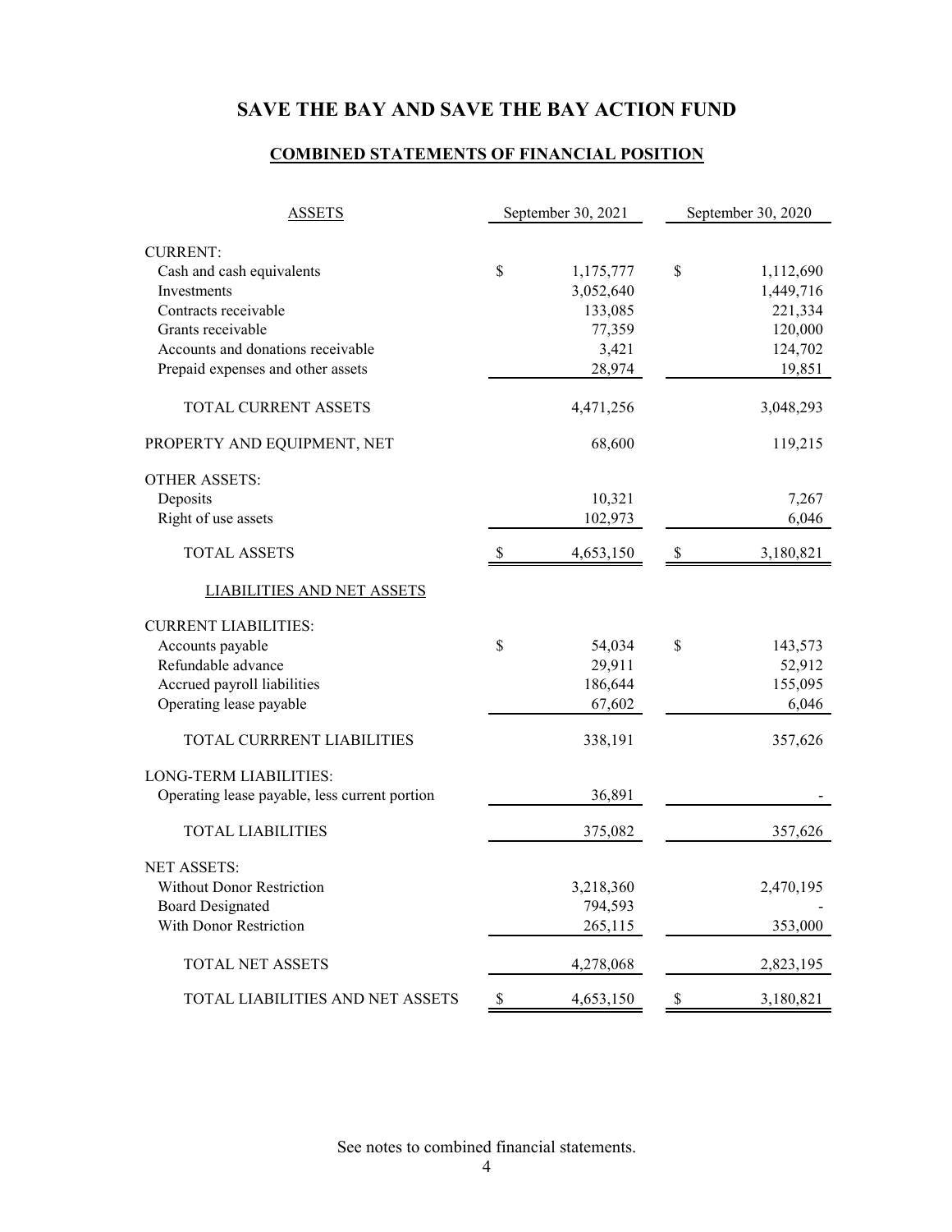# SAVE THE BAY AND SAVE THE BAY ACTION FUND

## COMBINED STATEMENTS OF FINANCIAL POSITION

| ASSETS | September 30, 2021 | September 30, 2020 |
|---|---|---|
| CURRENT: | | |
| Cash and cash equivalents | $ 1,175,777 | $ 1,112,690 |
| Investments | 3,052,640 | 1,449,716 |
| Contracts receivable | 133,085 | 221,334 |
| Grants receivable | 77,359 | 120,000 |
| Accounts and donations receivable | 3,421 | 124,702 |
| Prepaid expenses and other assets | 28,974 | 19,851 |
| TOTAL CURRENT ASSETS | 4,471,256 | 3,048,293 |
| PROPERTY AND EQUIPMENT, NET | 68,600 | 119,215 |
| OTHER ASSETS: | | |
| Deposits | 10,321 | 7,267 |
| Right of use assets | 102,973 | 6,046 |
| TOTAL ASSETS | $ 4,653,150 | $ 3,180,821 |
| LIABILITIES AND NET ASSETS | | |
| CURRENT LIABILITIES: | | |
| Accounts payable | $ 54,034 | $ 143,573 |
| Refundable advance | 29,911 | 52,912 |
| Accrued payroll liabilities | 186,644 | 155,095 |
| Operating lease payable | 67,602 | 6,046 |
| TOTAL CURRRENT LIABILITIES | 338,191 | 357,626 |
| LONG-TERM LIABILITIES: | | |
| Operating lease payable, less current portion | 36,891 | - |
| TOTAL LIABILITIES | 375,082 | 357,626 |
| NET ASSETS: | | |
| Without Donor Restriction | 3,218,360 | 2,470,195 |
| Board Designated | 794,593 | - |
| With Donor Restriction | 265,115 | 353,000 |
| TOTAL NET ASSETS | 4,278,068 | 2,823,195 |
| TOTAL LIABILITIES AND NET ASSETS | $ 4,653,150 | $ 3,180,821 |

See notes to combined financial statements.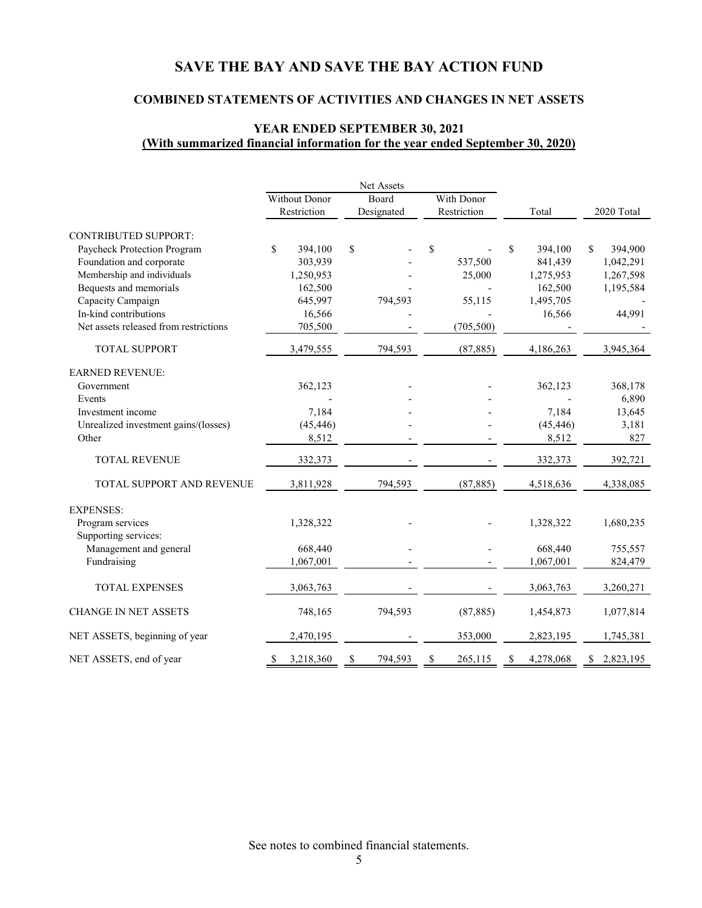# SAVE THE BAY AND SAVE THE BAY ACTION FUND

## COMBINED STATEMENTS OF ACTIVITIES AND CHANGES IN NET ASSETS

### YEAR ENDED SEPTEMBER 30, 2021
### (With summarized financial information for the year ended September 30, 2020)

| | Net Assets | | | | |
|---|---|---|---|---|---|
| | Without Donor Restriction | Board Designated | With Donor Restriction | Total | 2020 Total |
| CONTRIBUTED SUPPORT: | | | | | |
| Paycheck Protection Program | $ 394,100 | $ - | $ - | $ 394,100 | $ 394,900 |
| Foundation and corporate | 303,939 | - | 537,500 | 841,439 | 1,042,291 |
| Membership and individuals | 1,250,953 | - | 25,000 | 1,275,953 | 1,267,598 |
| Bequests and memorials | 162,500 | - | - | 162,500 | 1,195,584 |
| Capacity Campaign | 645,997 | 794,593 | 55,115 | 1,495,705 | - |
| In-kind contributions | 16,566 | - | - | 16,566 | 44,991 |
| Net assets released from restrictions | 705,500 | - | (705,500) | - | - |
| TOTAL SUPPORT | 3,479,555 | 794,593 | (87,885) | 4,186,263 | 3,945,364 |
| EARNED REVENUE: | | | | | |
| Government | 362,123 | - | - | 362,123 | 368,178 |
| Events | - | - | - | - | 6,890 |
| Investment income | 7,184 | - | - | 7,184 | 13,645 |
| Unrealized investment gains/(losses) | (45,446) | - | - | (45,446) | 3,181 |
| Other | 8,512 | - | - | 8,512 | 827 |
| TOTAL REVENUE | 332,373 | - | - | 332,373 | 392,721 |
| TOTAL SUPPORT AND REVENUE | 3,811,928 | 794,593 | (87,885) | 4,518,636 | 4,338,085 |
| EXPENSES: | | | | | |
| Program services | 1,328,322 | - | - | 1,328,322 | 1,680,235 |
| Supporting services: | | | | | |
| Management and general | 668,440 | - | - | 668,440 | 755,557 |
| Fundraising | 1,067,001 | - | - | 1,067,001 | 824,479 |
| TOTAL EXPENSES | 3,063,763 | - | - | 3,063,763 | 3,260,271 |
| CHANGE IN NET ASSETS | 748,165 | 794,593 | (87,885) | 1,454,873 | 1,077,814 |
| NET ASSETS, beginning of year | 2,470,195 | - | 353,000 | 2,823,195 | 1,745,381 |
| NET ASSETS, end of year | $ 3,218,360 | $ 794,593 | $ 265,115 | $ 4,278,068 | $ 2,823,195 |

See notes to combined financial statements.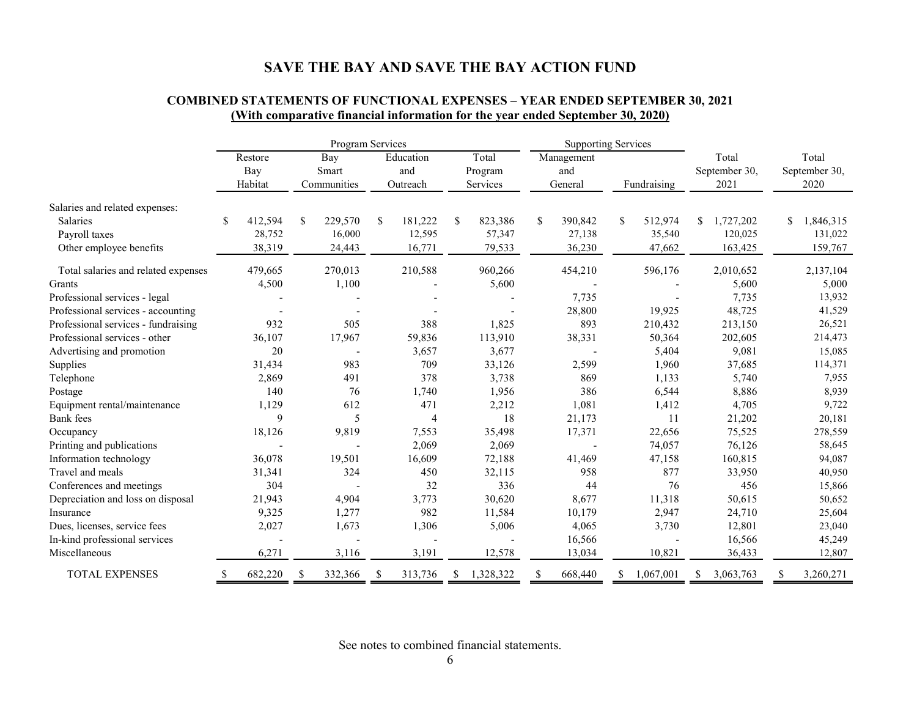# SAVE THE BAY AND SAVE THE BAY ACTION FUND

## COMBINED STATEMENTS OF FUNCTIONAL EXPENSES – YEAR ENDED SEPTEMBER 30, 2021
**(With comparative financial information for the year ended September 30, 2020)**

| | Program Services | | | | Supporting Services | | | |
|---|---|---|---|---|---|---|---|---|
| | Restore Bay Habitat | Bay Smart Communities | Education and Outreach | Total Program Services | Management and General | Fundraising | Total September 30, 2021 | Total September 30, 2020 |
| Salaries and related expenses: | | | | | | | | |
| Salaries | $ 412,594 | $ 229,570 | $ 181,222 | $ 823,386 | $ 390,842 | $ 512,974 | $ 1,727,202 | $ 1,846,315 |
| Payroll taxes | 28,752 | 16,000 | 12,595 | 57,347 | 27,138 | 35,540 | 120,025 | 131,022 |
| Other employee benefits | 38,319 | 24,443 | 16,771 | 79,533 | 36,230 | 47,662 | 163,425 | 159,767 |
| Total salaries and related expenses | 479,665 | 270,013 | 210,588 | 960,266 | 454,210 | 596,176 | 2,010,652 | 2,137,104 |
| Grants | 4,500 | 1,100 | - | 5,600 | - | - | 5,600 | 5,000 |
| Professional services - legal | - | - | - | - | 7,735 | - | 7,735 | 13,932 |
| Professional services - accounting | - | - | - | - | 28,800 | 19,925 | 48,725 | 41,529 |
| Professional services - fundraising | 932 | 505 | 388 | 1,825 | 893 | 210,432 | 213,150 | 26,521 |
| Professional services - other | 36,107 | 17,967 | 59,836 | 113,910 | 38,331 | 50,364 | 202,605 | 214,473 |
| Advertising and promotion | 20 | - | 3,657 | 3,677 | - | 5,404 | 9,081 | 15,085 |
| Supplies | 31,434 | 983 | 709 | 33,126 | 2,599 | 1,960 | 37,685 | 114,371 |
| Telephone | 2,869 | 491 | 378 | 3,738 | 869 | 1,133 | 5,740 | 7,955 |
| Postage | 140 | 76 | 1,740 | 1,956 | 386 | 6,544 | 8,886 | 8,939 |
| Equipment rental/maintenance | 1,129 | 612 | 471 | 2,212 | 1,081 | 1,412 | 4,705 | 9,722 |
| Bank fees | 9 | 5 | 4 | 18 | 21,173 | 11 | 21,202 | 20,181 |
| Occupancy | 18,126 | 9,819 | 7,553 | 35,498 | 17,371 | 22,656 | 75,525 | 278,559 |
| Printing and publications | - | - | 2,069 | 2,069 | - | 74,057 | 76,126 | 58,645 |
| Information technology | 36,078 | 19,501 | 16,609 | 72,188 | 41,469 | 47,158 | 160,815 | 94,087 |
| Travel and meals | 31,341 | 324 | 450 | 32,115 | 958 | 877 | 33,950 | 40,950 |
| Conferences and meetings | 304 | - | 32 | 336 | 44 | 76 | 456 | 15,866 |
| Depreciation and loss on disposal | 21,943 | 4,904 | 3,773 | 30,620 | 8,677 | 11,318 | 50,615 | 50,652 |
| Insurance | 9,325 | 1,277 | 982 | 11,584 | 10,179 | 2,947 | 24,710 | 25,604 |
| Dues, licenses, service fees | 2,027 | 1,673 | 1,306 | 5,006 | 4,065 | 3,730 | 12,801 | 23,040 |
| In-kind professional services | - | - | - | - | 16,566 | - | 16,566 | 45,249 |
| Miscellaneous | 6,271 | 3,116 | 3,191 | 12,578 | 13,034 | 10,821 | 36,433 | 12,807 |
| TOTAL EXPENSES | $ 682,220 | $ 332,366 | $ 313,736 | $ 1,328,322 | $ 668,440 | $ 1,067,001 | $ 3,063,763 | $ 3,260,271 |

See notes to combined financial statements.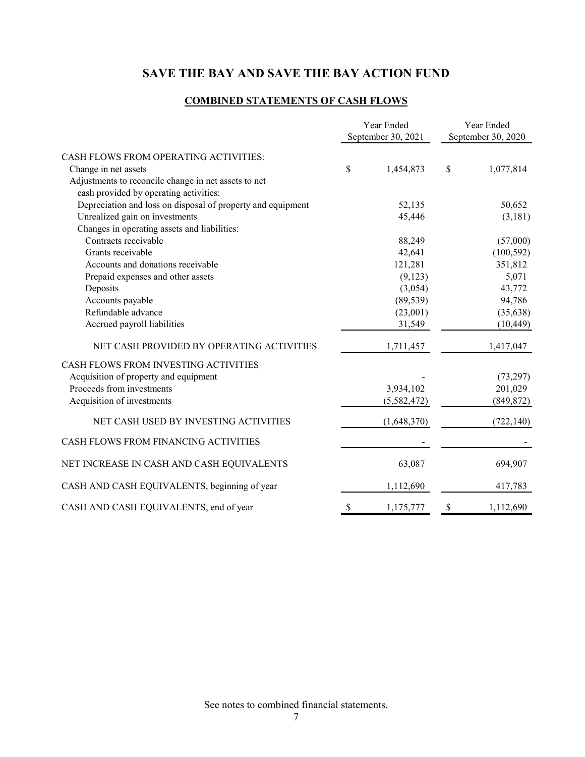# SAVE THE BAY AND SAVE THE BAY ACTION FUND

## COMBINED STATEMENTS OF CASH FLOWS

| | Year Ended September 30, 2021 | Year Ended September 30, 2020 |
|---|---|---|
| CASH FLOWS FROM OPERATING ACTIVITIES: | | |
| Change in net assets | $ 1,454,873 | $ 1,077,814 |
| Adjustments to reconcile change in net assets to net cash provided by operating activities: | | |
| Depreciation and loss on disposal of property and equipment | 52,135 | 50,652 |
| Unrealized gain on investments | 45,446 | (3,181) |
| Changes in operating assets and liabilities: | | |
| Contracts receivable | 88,249 | (57,000) |
| Grants receivable | 42,641 | (100,592) |
| Accounts and donations receivable | 121,281 | 351,812 |
| Prepaid expenses and other assets | (9,123) | 5,071 |
| Deposits | (3,054) | 43,772 |
| Accounts payable | (89,539) | 94,786 |
| Refundable advance | (23,001) | (35,638) |
| Accrued payroll liabilities | 31,549 | (10,449) |
| NET CASH PROVIDED BY OPERATING ACTIVITIES | 1,711,457 | 1,417,047 |
| CASH FLOWS FROM INVESTING ACTIVITIES | | |
| Acquisition of property and equipment | - | (73,297) |
| Proceeds from investments | 3,934,102 | 201,029 |
| Acquisition of investments | (5,582,472) | (849,872) |
| NET CASH USED BY INVESTING ACTIVITIES | (1,648,370) | (722,140) |
| CASH FLOWS FROM FINANCING ACTIVITIES | - | - |
| NET INCREASE IN CASH AND CASH EQUIVALENTS | 63,087 | 694,907 |
| CASH AND CASH EQUIVALENTS, beginning of year | 1,112,690 | 417,783 |
| CASH AND CASH EQUIVALENTS, end of year | $ 1,175,777 | $ 1,112,690 |

See notes to combined financial statements.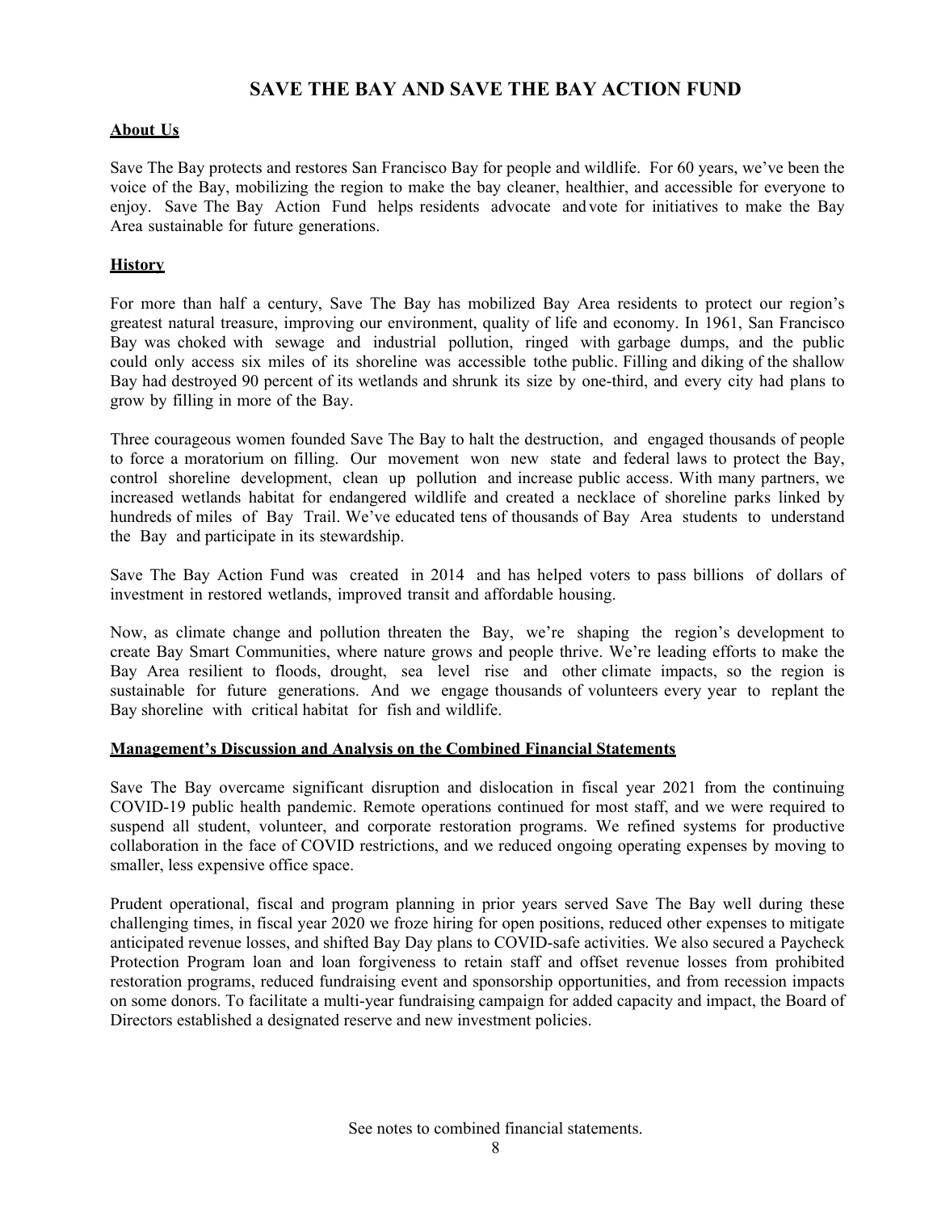# SAVE THE BAY AND SAVE THE BAY ACTION FUND

## About Us

Save The Bay protects and restores San Francisco Bay for people and wildlife. For 60 years, we've been the voice of the Bay, mobilizing the region to make the bay cleaner, healthier, and accessible for everyone to enjoy. Save The Bay Action Fund helps residents advocate and vote for initiatives to make the Bay Area sustainable for future generations.

## History

For more than half a century, Save The Bay has mobilized Bay Area residents to protect our region's greatest natural treasure, improving our environment, quality of life and economy. In 1961, San Francisco Bay was choked with sewage and industrial pollution, ringed with garbage dumps, and the public could only access six miles of its shoreline was accessible tothe public. Filling and diking of the shallow Bay had destroyed 90 percent of its wetlands and shrunk its size by one-third, and every city had plans to grow by filling in more of the Bay.

Three courageous women founded Save The Bay to halt the destruction, and engaged thousands of people to force a moratorium on filling. Our movement won new state and federal laws to protect the Bay, control shoreline development, clean up pollution and increase public access. With many partners, we increased wetlands habitat for endangered wildlife and created a necklace of shoreline parks linked by hundreds of miles of Bay Trail. We've educated tens of thousands of Bay Area students to understand the Bay and participate in its stewardship.

Save The Bay Action Fund was created in 2014 and has helped voters to pass billions of dollars of investment in restored wetlands, improved transit and affordable housing.

Now, as climate change and pollution threaten the Bay, we're shaping the region's development to create Bay Smart Communities, where nature grows and people thrive. We're leading efforts to make the Bay Area resilient to floods, drought, sea level rise and other climate impacts, so the region is sustainable for future generations. And we engage thousands of volunteers every year to replant the Bay shoreline with critical habitat for fish and wildlife.

## Management's Discussion and Analysis on the Combined Financial Statements

Save The Bay overcame significant disruption and dislocation in fiscal year 2021 from the continuing COVID-19 public health pandemic. Remote operations continued for most staff, and we were required to suspend all student, volunteer, and corporate restoration programs. We refined systems for productive collaboration in the face of COVID restrictions, and we reduced ongoing operating expenses by moving to smaller, less expensive office space.

Prudent operational, fiscal and program planning in prior years served Save The Bay well during these challenging times, in fiscal year 2020 we froze hiring for open positions, reduced other expenses to mitigate anticipated revenue losses, and shifted Bay Day plans to COVID-safe activities. We also secured a Paycheck Protection Program loan and loan forgiveness to retain staff and offset revenue losses from prohibited restoration programs, reduced fundraising event and sponsorship opportunities, and from recession impacts on some donors. To facilitate a multi-year fundraising campaign for added capacity and impact, the Board of Directors established a designated reserve and new investment policies.

See notes to combined financial statements.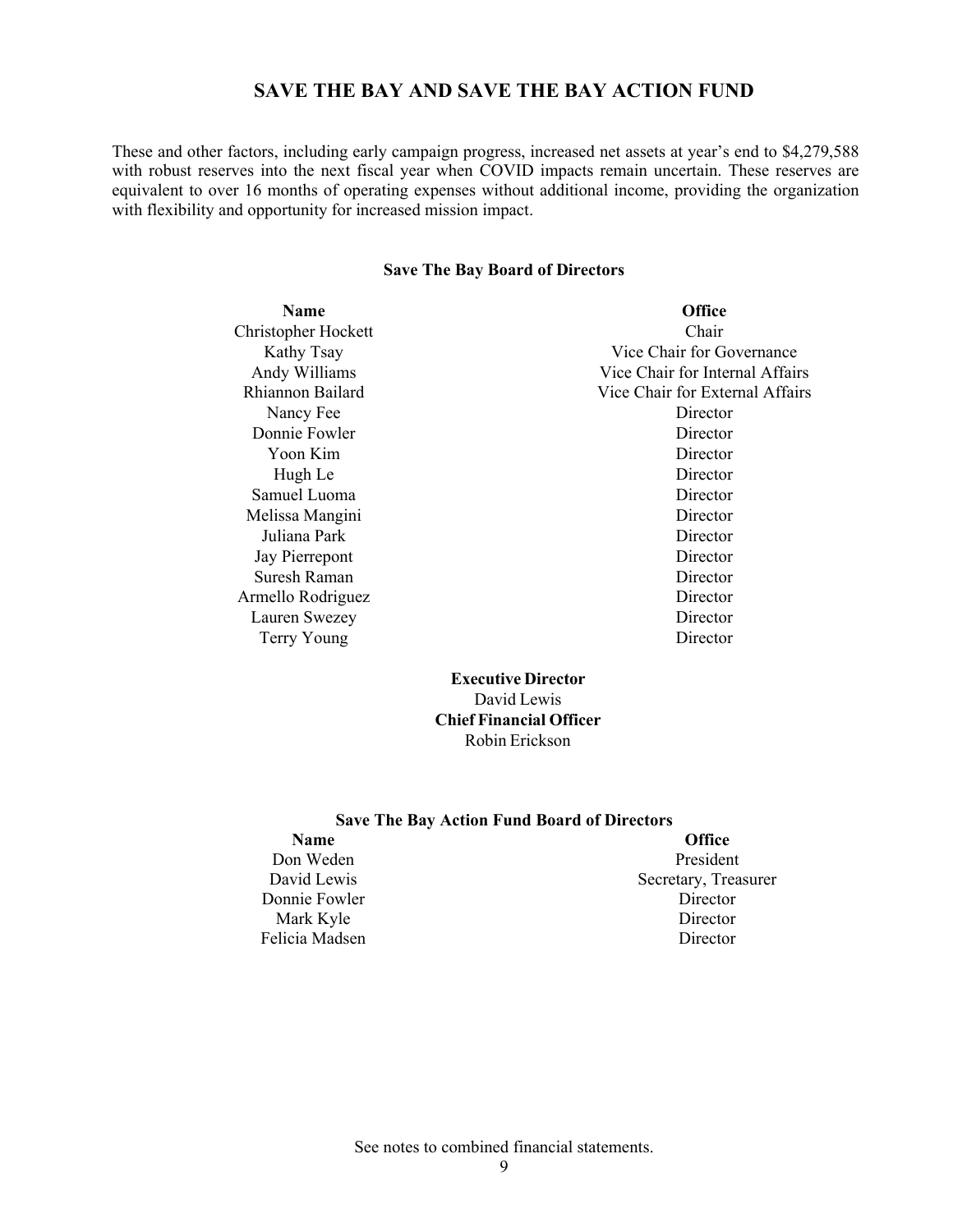# SAVE THE BAY AND SAVE THE BAY ACTION FUND

These and other factors, including early campaign progress, increased net assets at year's end to $4,279,588 with robust reserves into the next fiscal year when COVID impacts remain uncertain. These reserves are equivalent to over 16 months of operating expenses without additional income, providing the organization with flexibility and opportunity for increased mission impact.

**Save The Bay Board of Directors**

| Name | Office |
|---|---|
| Christopher Hockett | Chair |
| Kathy Tsay | Vice Chair for Governance |
| Andy Williams | Vice Chair for Internal Affairs |
| Rhiannon Bailard | Vice Chair for External Affairs |
| Nancy Fee | Director |
| Donnie Fowler | Director |
| Yoon Kim | Director |
| Hugh Le | Director |
| Samuel Luoma | Director |
| Melissa Mangini | Director |
| Juliana Park | Director |
| Jay Pierrepont | Director |
| Suresh Raman | Director |
| Armello Rodriguez | Director |
| Lauren Swezey | Director |
| Terry Young | Director |

**Executive Director**
David Lewis
**Chief Financial Officer**
Robin Erickson

**Save The Bay Action Fund Board of Directors**

| Name | Office |
|---|---|
| Don Weden | President |
| David Lewis | Secretary, Treasurer |
| Donnie Fowler | Director |
| Mark Kyle | Director |
| Felicia Madsen | Director |

See notes to combined financial statements.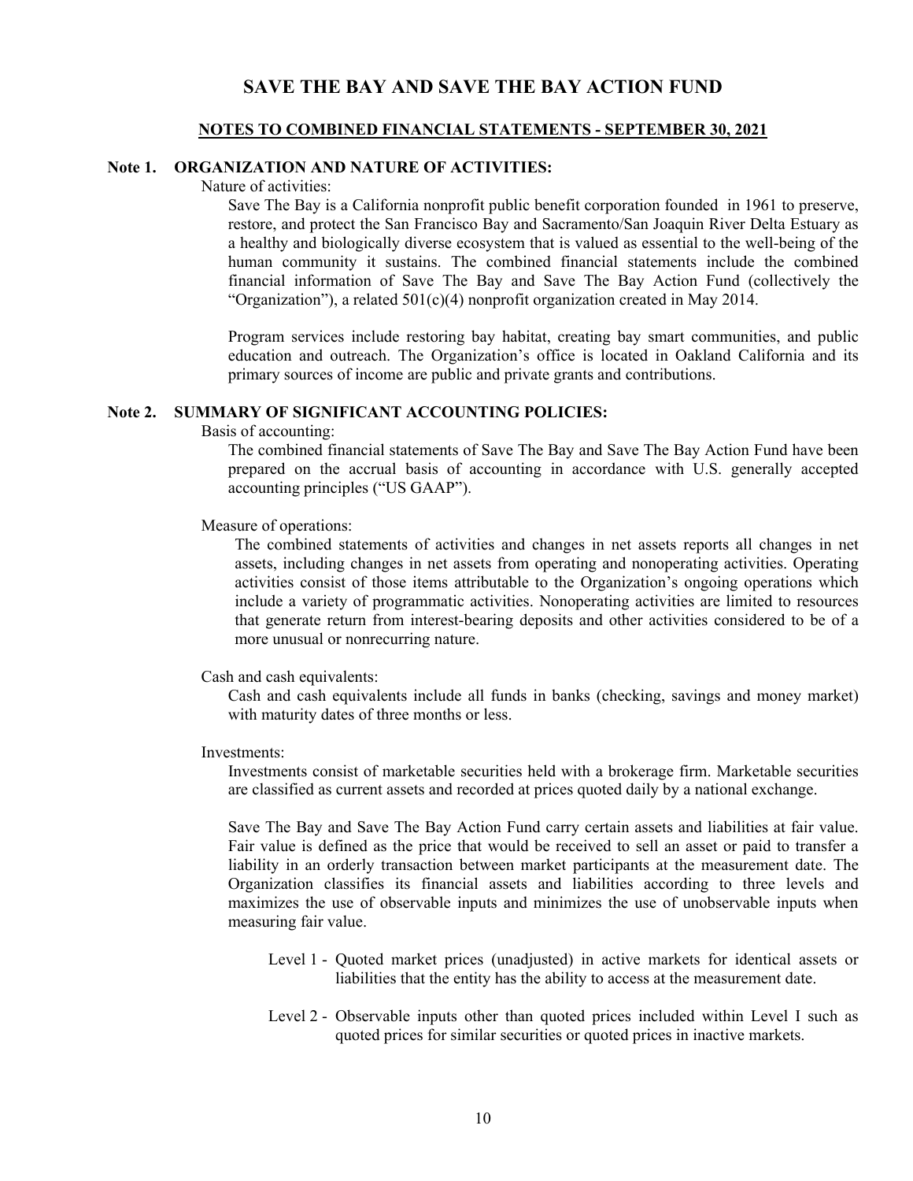# SAVE THE BAY AND SAVE THE BAY ACTION FUND

## NOTES TO COMBINED FINANCIAL STATEMENTS - SEPTEMBER 30, 2021

### Note 1. ORGANIZATION AND NATURE OF ACTIVITIES:

Nature of activities:

Save The Bay is a California nonprofit public benefit corporation founded in 1961 to preserve, restore, and protect the San Francisco Bay and Sacramento/San Joaquin River Delta Estuary as a healthy and biologically diverse ecosystem that is valued as essential to the well-being of the human community it sustains. The combined financial statements include the combined financial information of Save The Bay and Save The Bay Action Fund (collectively the "Organization"), a related 501(c)(4) nonprofit organization created in May 2014.

Program services include restoring bay habitat, creating bay smart communities, and public education and outreach. The Organization's office is located in Oakland California and its primary sources of income are public and private grants and contributions.

### Note 2. SUMMARY OF SIGNIFICANT ACCOUNTING POLICIES:

Basis of accounting:

The combined financial statements of Save The Bay and Save The Bay Action Fund have been prepared on the accrual basis of accounting in accordance with U.S. generally accepted accounting principles ("US GAAP").

Measure of operations:

The combined statements of activities and changes in net assets reports all changes in net assets, including changes in net assets from operating and nonoperating activities. Operating activities consist of those items attributable to the Organization's ongoing operations which include a variety of programmatic activities. Nonoperating activities are limited to resources that generate return from interest-bearing deposits and other activities considered to be of a more unusual or nonrecurring nature.

Cash and cash equivalents:

Cash and cash equivalents include all funds in banks (checking, savings and money market) with maturity dates of three months or less.

Investments:

Investments consist of marketable securities held with a brokerage firm. Marketable securities are classified as current assets and recorded at prices quoted daily by a national exchange.

Save The Bay and Save The Bay Action Fund carry certain assets and liabilities at fair value. Fair value is defined as the price that would be received to sell an asset or paid to transfer a liability in an orderly transaction between market participants at the measurement date. The Organization classifies its financial assets and liabilities according to three levels and maximizes the use of observable inputs and minimizes the use of unobservable inputs when measuring fair value.

- Level 1 - Quoted market prices (unadjusted) in active markets for identical assets or liabilities that the entity has the ability to access at the measurement date.
- Level 2 - Observable inputs other than quoted prices included within Level I such as quoted prices for similar securities or quoted prices in inactive markets.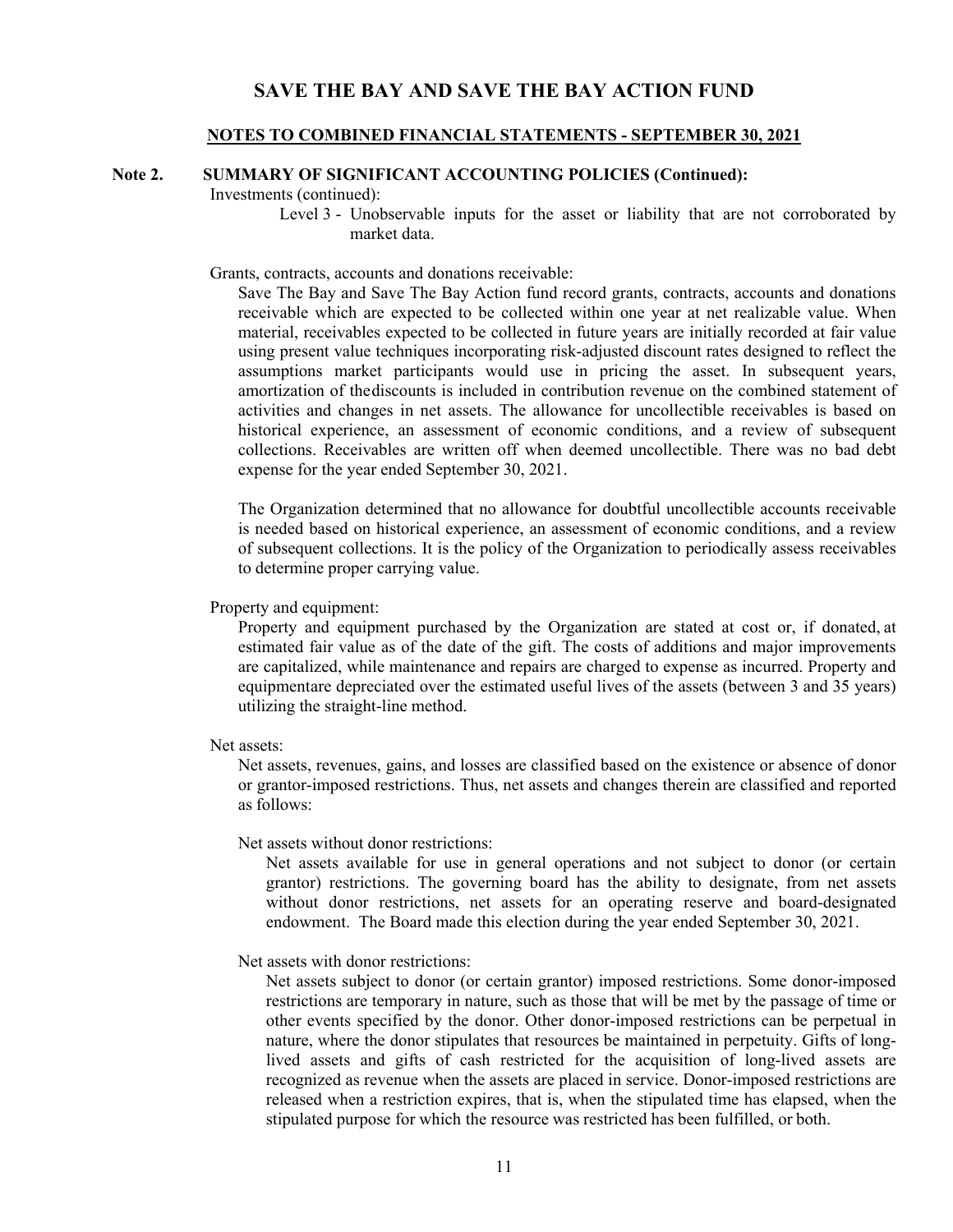# SAVE THE BAY AND SAVE THE BAY ACTION FUND

## NOTES TO COMBINED FINANCIAL STATEMENTS - SEPTEMBER 30, 2021

### Note 2. SUMMARY OF SIGNIFICANT ACCOUNTING POLICIES (Continued):

Investments (continued):

Level 3 - Unobservable inputs for the asset or liability that are not corroborated by market data.

Grants, contracts, accounts and donations receivable:

Save The Bay and Save The Bay Action fund record grants, contracts, accounts and donations receivable which are expected to be collected within one year at net realizable value. When material, receivables expected to be collected in future years are initially recorded at fair value using present value techniques incorporating risk-adjusted discount rates designed to reflect the assumptions market participants would use in pricing the asset. In subsequent years, amortization of thediscounts is included in contribution revenue on the combined statement of activities and changes in net assets. The allowance for uncollectible receivables is based on historical experience, an assessment of economic conditions, and a review of subsequent collections. Receivables are written off when deemed uncollectible. There was no bad debt expense for the year ended September 30, 2021.

The Organization determined that no allowance for doubtful uncollectible accounts receivable is needed based on historical experience, an assessment of economic conditions, and a review of subsequent collections. It is the policy of the Organization to periodically assess receivables to determine proper carrying value.

Property and equipment:

Property and equipment purchased by the Organization are stated at cost or, if donated, at estimated fair value as of the date of the gift. The costs of additions and major improvements are capitalized, while maintenance and repairs are charged to expense as incurred. Property and equipmentare depreciated over the estimated useful lives of the assets (between 3 and 35 years) utilizing the straight-line method.

Net assets:

Net assets, revenues, gains, and losses are classified based on the existence or absence of donor or grantor-imposed restrictions. Thus, net assets and changes therein are classified and reported as follows:

Net assets without donor restrictions:

Net assets available for use in general operations and not subject to donor (or certain grantor) restrictions. The governing board has the ability to designate, from net assets without donor restrictions, net assets for an operating reserve and board-designated endowment. The Board made this election during the year ended September 30, 2021.

Net assets with donor restrictions:

Net assets subject to donor (or certain grantor) imposed restrictions. Some donor-imposed restrictions are temporary in nature, such as those that will be met by the passage of time or other events specified by the donor. Other donor-imposed restrictions can be perpetual in nature, where the donor stipulates that resources be maintained in perpetuity. Gifts of long-lived assets and gifts of cash restricted for the acquisition of long-lived assets are recognized as revenue when the assets are placed in service. Donor-imposed restrictions are released when a restriction expires, that is, when the stipulated time has elapsed, when the stipulated purpose for which the resource was restricted has been fulfilled, or both.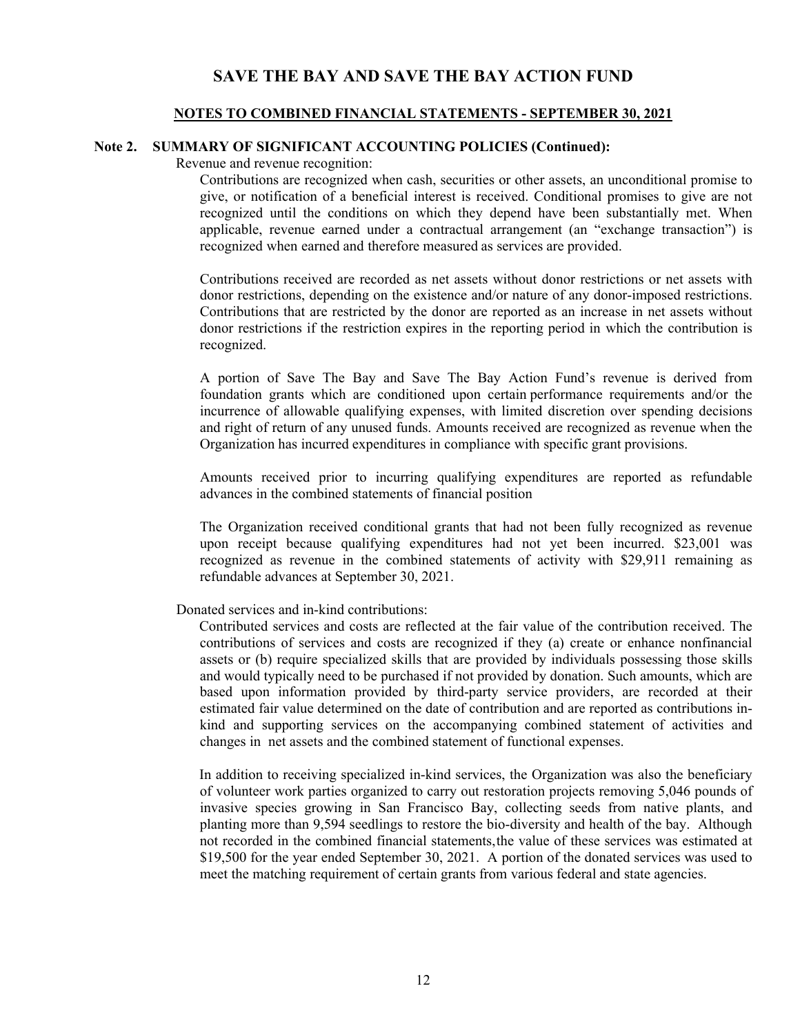# SAVE THE BAY AND SAVE THE BAY ACTION FUND

## NOTES TO COMBINED FINANCIAL STATEMENTS - SEPTEMBER 30, 2021

### Note 2. SUMMARY OF SIGNIFICANT ACCOUNTING POLICIES (Continued):

Revenue and revenue recognition:

Contributions are recognized when cash, securities or other assets, an unconditional promise to give, or notification of a beneficial interest is received. Conditional promises to give are not recognized until the conditions on which they depend have been substantially met. When applicable, revenue earned under a contractual arrangement (an "exchange transaction") is recognized when earned and therefore measured as services are provided.

Contributions received are recorded as net assets without donor restrictions or net assets with donor restrictions, depending on the existence and/or nature of any donor-imposed restrictions. Contributions that are restricted by the donor are reported as an increase in net assets without donor restrictions if the restriction expires in the reporting period in which the contribution is recognized.

A portion of Save The Bay and Save The Bay Action Fund's revenue is derived from foundation grants which are conditioned upon certain performance requirements and/or the incurrence of allowable qualifying expenses, with limited discretion over spending decisions and right of return of any unused funds. Amounts received are recognized as revenue when the Organization has incurred expenditures in compliance with specific grant provisions.

Amounts received prior to incurring qualifying expenditures are reported as refundable advances in the combined statements of financial position

The Organization received conditional grants that had not been fully recognized as revenue upon receipt because qualifying expenditures had not yet been incurred. $23,001 was recognized as revenue in the combined statements of activity with $29,911 remaining as refundable advances at September 30, 2021.

Donated services and in-kind contributions:

Contributed services and costs are reflected at the fair value of the contribution received. The contributions of services and costs are recognized if they (a) create or enhance nonfinancial assets or (b) require specialized skills that are provided by individuals possessing those skills and would typically need to be purchased if not provided by donation. Such amounts, which are based upon information provided by third-party service providers, are recorded at their estimated fair value determined on the date of contribution and are reported as contributions in-kind and supporting services on the accompanying combined statement of activities and changes in net assets and the combined statement of functional expenses.

In addition to receiving specialized in-kind services, the Organization was also the beneficiary of volunteer work parties organized to carry out restoration projects removing 5,046 pounds of invasive species growing in San Francisco Bay, collecting seeds from native plants, and planting more than 9,594 seedlings to restore the bio-diversity and health of the bay. Although not recorded in the combined financial statements, the value of these services was estimated at $19,500 for the year ended September 30, 2021. A portion of the donated services was used to meet the matching requirement of certain grants from various federal and state agencies.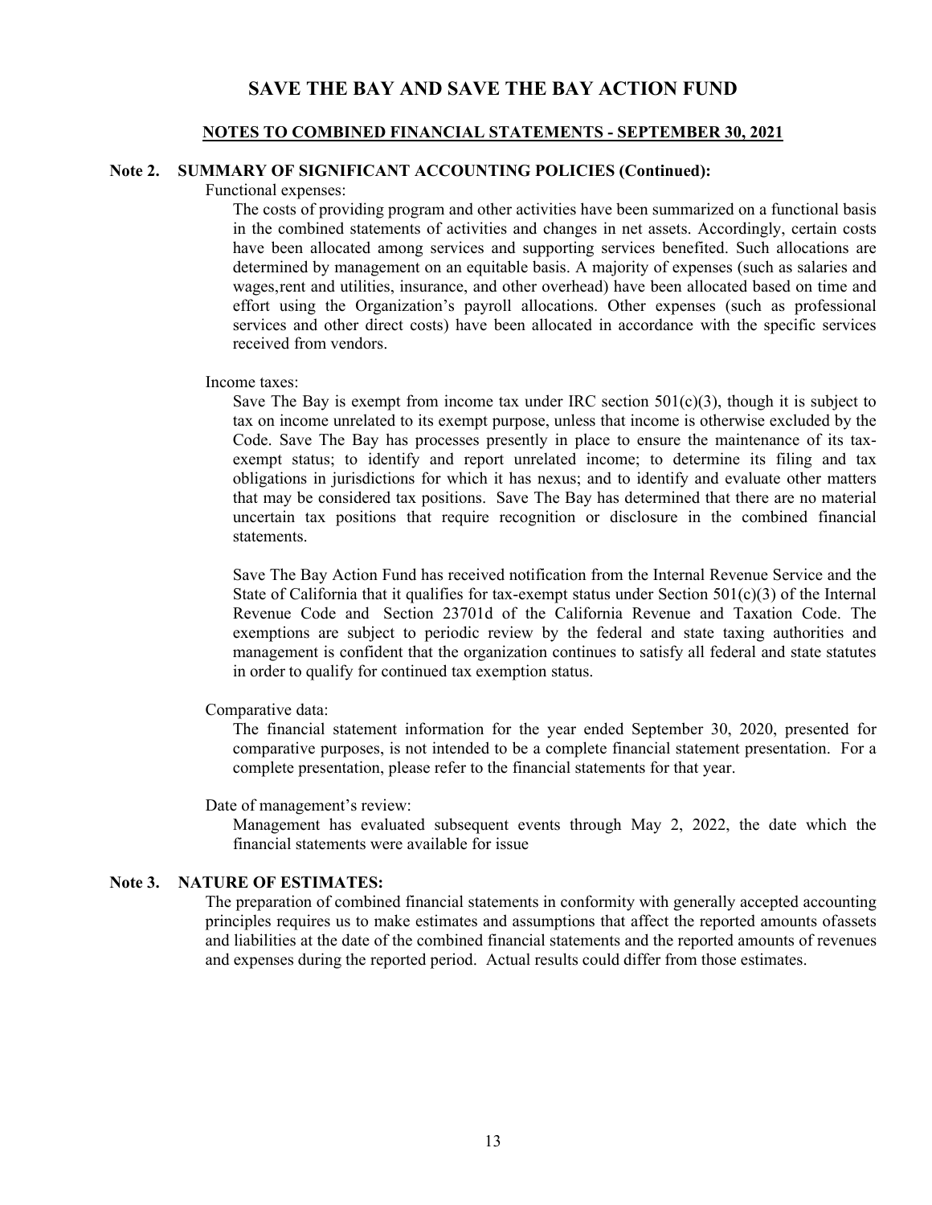# SAVE THE BAY AND SAVE THE BAY ACTION FUND

## NOTES TO COMBINED FINANCIAL STATEMENTS - SEPTEMBER 30, 2021

### Note 2. SUMMARY OF SIGNIFICANT ACCOUNTING POLICIES (Continued):

Functional expenses:

The costs of providing program and other activities have been summarized on a functional basis in the combined statements of activities and changes in net assets. Accordingly, certain costs have been allocated among services and supporting services benefited. Such allocations are determined by management on an equitable basis. A majority of expenses (such as salaries and wages,rent and utilities, insurance, and other overhead) have been allocated based on time and effort using the Organization's payroll allocations. Other expenses (such as professional services and other direct costs) have been allocated in accordance with the specific services received from vendors.

Income taxes:

Save The Bay is exempt from income tax under IRC section 501(c)(3), though it is subject to tax on income unrelated to its exempt purpose, unless that income is otherwise excluded by the Code. Save The Bay has processes presently in place to ensure the maintenance of its tax-exempt status; to identify and report unrelated income; to determine its filing and tax obligations in jurisdictions for which it has nexus; and to identify and evaluate other matters that may be considered tax positions. Save The Bay has determined that there are no material uncertain tax positions that require recognition or disclosure in the combined financial statements.

Save The Bay Action Fund has received notification from the Internal Revenue Service and the State of California that it qualifies for tax-exempt status under Section 501(c)(3) of the Internal Revenue Code and Section 23701d of the California Revenue and Taxation Code. The exemptions are subject to periodic review by the federal and state taxing authorities and management is confident that the organization continues to satisfy all federal and state statutes in order to qualify for continued tax exemption status.

Comparative data:

The financial statement information for the year ended September 30, 2020, presented for comparative purposes, is not intended to be a complete financial statement presentation. For a complete presentation, please refer to the financial statements for that year.

Date of management's review:

Management has evaluated subsequent events through May 2, 2022, the date which the financial statements were available for issue

### Note 3. NATURE OF ESTIMATES:

The preparation of combined financial statements in conformity with generally accepted accounting principles requires us to make estimates and assumptions that affect the reported amounts ofassets and liabilities at the date of the combined financial statements and the reported amounts of revenues and expenses during the reported period. Actual results could differ from those estimates.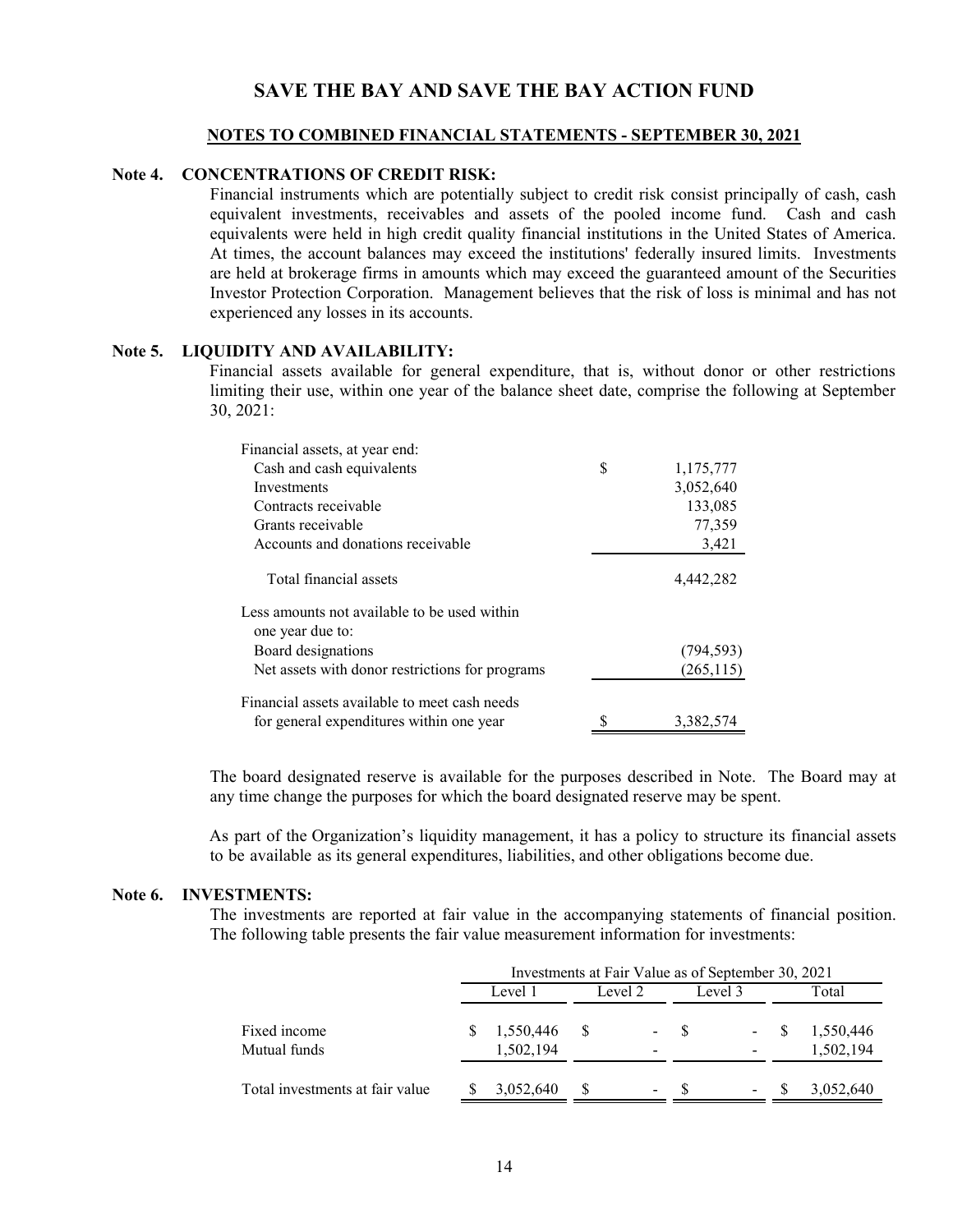# SAVE THE BAY AND SAVE THE BAY ACTION FUND

**NOTES TO COMBINED FINANCIAL STATEMENTS - SEPTEMBER 30, 2021**

## Note 4. CONCENTRATIONS OF CREDIT RISK:

Financial instruments which are potentially subject to credit risk consist principally of cash, cash equivalent investments, receivables and assets of the pooled income fund. Cash and cash equivalents were held in high credit quality financial institutions in the United States of America. At times, the account balances may exceed the institutions' federally insured limits. Investments are held at brokerage firms in amounts which may exceed the guaranteed amount of the Securities Investor Protection Corporation. Management believes that the risk of loss is minimal and has not experienced any losses in its accounts.

## Note 5. LIQUIDITY AND AVAILABILITY:

Financial assets available for general expenditure, that is, without donor or other restrictions limiting their use, within one year of the balance sheet date, comprise the following at September 30, 2021:

| | |
|---|---|
| Financial assets, at year end: | |
| Cash and cash equivalents | $ 1,175,777 |
| Investments | 3,052,640 |
| Contracts receivable | 133,085 |
| Grants receivable | 77,359 |
| Accounts and donations receivable | 3,421 |
| Total financial assets | 4,442,282 |
| Less amounts not available to be used within one year due to: | |
| Board designations | (794,593) |
| Net assets with donor restrictions for programs | (265,115) |
| Financial assets available to meet cash needs for general expenditures within one year | $ 3,382,574 |

The board designated reserve is available for the purposes described in Note. The Board may at any time change the purposes for which the board designated reserve may be spent.

As part of the Organization's liquidity management, it has a policy to structure its financial assets to be available as its general expenditures, liabilities, and other obligations become due.

## Note 6. INVESTMENTS:

The investments are reported at fair value in the accompanying statements of financial position. The following table presents the fair value measurement information for investments:

| | Investments at Fair Value as of September 30, 2021 | | | |
|---|---|---|---|---|
| | Level 1 | Level 2 | Level 3 | Total |
| Fixed income | $ 1,550,446 | $ - | $ - | $ 1,550,446 |
| Mutual funds | 1,502,194 | - | - | 1,502,194 |
| Total investments at fair value | $ 3,052,640 | $ - | $ - | $ 3,052,640 |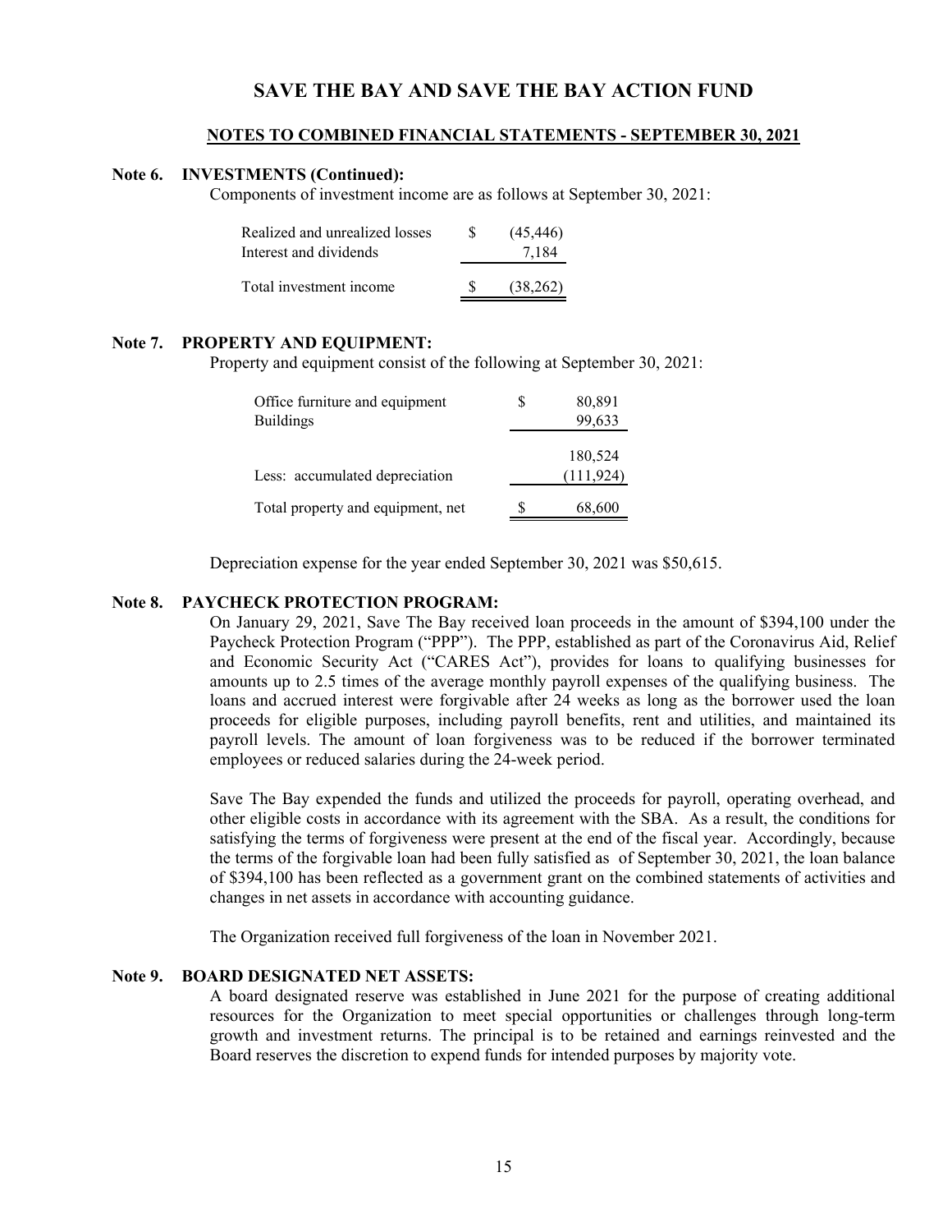# SAVE THE BAY AND SAVE THE BAY ACTION FUND

## NOTES TO COMBINED FINANCIAL STATEMENTS - SEPTEMBER 30, 2021

### Note 6. INVESTMENTS (Continued):

Components of investment income are as follows at September 30, 2021:

| | |
|---|---|
| Realized and unrealized losses | $ (45,446) |
| Interest and dividends | 7,184 |
| Total investment income | $ (38,262) |

### Note 7. PROPERTY AND EQUIPMENT:

Property and equipment consist of the following at September 30, 2021:

| | |
|---|---|
| Office furniture and equipment | $ 80,891 |
| Buildings | 99,633 |
| | 180,524 |
| Less: accumulated depreciation | (111,924) |
| Total property and equipment, net | $ 68,600 |

Depreciation expense for the year ended September 30, 2021 was $50,615.

### Note 8. PAYCHECK PROTECTION PROGRAM:

On January 29, 2021, Save The Bay received loan proceeds in the amount of $394,100 under the Paycheck Protection Program ("PPP"). The PPP, established as part of the Coronavirus Aid, Relief and Economic Security Act ("CARES Act"), provides for loans to qualifying businesses for amounts up to 2.5 times of the average monthly payroll expenses of the qualifying business. The loans and accrued interest were forgivable after 24 weeks as long as the borrower used the loan proceeds for eligible purposes, including payroll benefits, rent and utilities, and maintained its payroll levels. The amount of loan forgiveness was to be reduced if the borrower terminated employees or reduced salaries during the 24-week period.

Save The Bay expended the funds and utilized the proceeds for payroll, operating overhead, and other eligible costs in accordance with its agreement with the SBA. As a result, the conditions for satisfying the terms of forgiveness were present at the end of the fiscal year. Accordingly, because the terms of the forgivable loan had been fully satisfied as of September 30, 2021, the loan balance of $394,100 has been reflected as a government grant on the combined statements of activities and changes in net assets in accordance with accounting guidance.

The Organization received full forgiveness of the loan in November 2021.

### Note 9. BOARD DESIGNATED NET ASSETS:

A board designated reserve was established in June 2021 for the purpose of creating additional resources for the Organization to meet special opportunities or challenges through long-term growth and investment returns. The principal is to be retained and earnings reinvested and the Board reserves the discretion to expend funds for intended purposes by majority vote.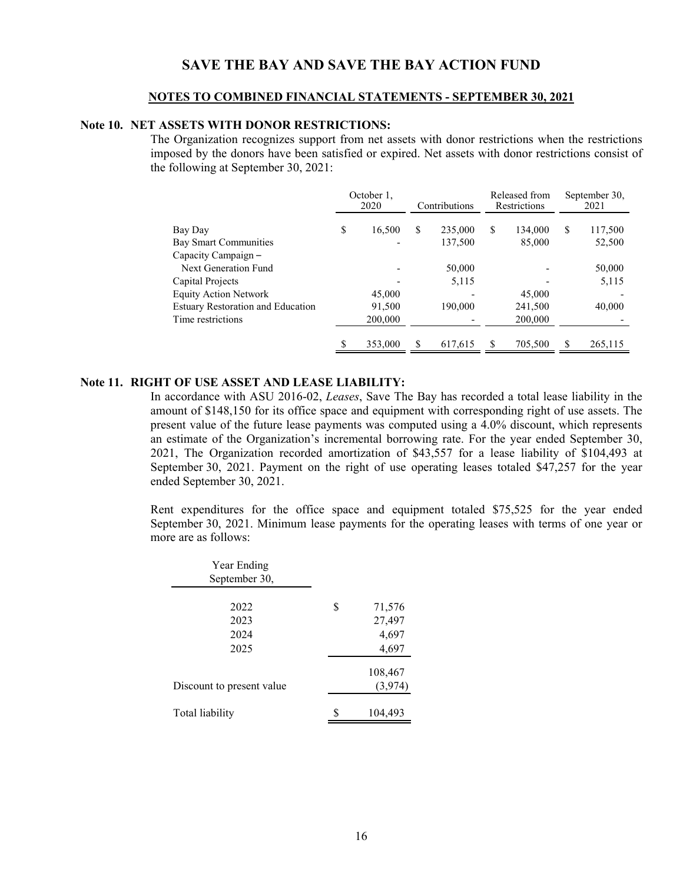# SAVE THE BAY AND SAVE THE BAY ACTION FUND

## NOTES TO COMBINED FINANCIAL STATEMENTS - SEPTEMBER 30, 2021

### Note 10. NET ASSETS WITH DONOR RESTRICTIONS:

The Organization recognizes support from net assets with donor restrictions when the restrictions imposed by the donors have been satisfied or expired. Net assets with donor restrictions consist of the following at September 30, 2021:

| | October 1, 2020 | Contributions | Released from Restrictions | September 30, 2021 |
|---|---|---|---|---|
| Bay Day | $ 16,500 | $ 235,000 | $ 134,000 | $ 117,500 |
| Bay Smart Communities | - | 137,500 | 85,000 | 52,500 |
| Capacity Campaign – Next Generation Fund | - | 50,000 | - | 50,000 |
| Capital Projects | - | 5,115 | - | 5,115 |
| Equity Action Network | 45,000 | - | 45,000 | - |
| Estuary Restoration and Education | 91,500 | 190,000 | 241,500 | 40,000 |
| Time restrictions | 200,000 | - | 200,000 | - |
| | $ 353,000 | $ 617,615 | $ 705,500 | $ 265,115 |

### Note 11. RIGHT OF USE ASSET AND LEASE LIABILITY:

In accordance with ASU 2016-02, *Leases*, Save The Bay has recorded a total lease liability in the amount of $148,150 for its office space and equipment with corresponding right of use assets. The present value of the future lease payments was computed using a 4.0% discount, which represents an estimate of the Organization's incremental borrowing rate. For the year ended September 30, 2021, The Organization recorded amortization of $43,557 for a lease liability of $104,493 at September 30, 2021. Payment on the right of use operating leases totaled $47,257 for the year ended September 30, 2021.

Rent expenditures for the office space and equipment totaled $75,525 for the year ended September 30, 2021. Minimum lease payments for the operating leases with terms of one year or more are as follows:

| Year Ending September 30, | |
|---|---|
| 2022 | $ 71,576 |
| 2023 | 27,497 |
| 2024 | 4,697 |
| 2025 | 4,697 |
| | 108,467 |
| Discount to present value | (3,974) |
| Total liability | $ 104,493 |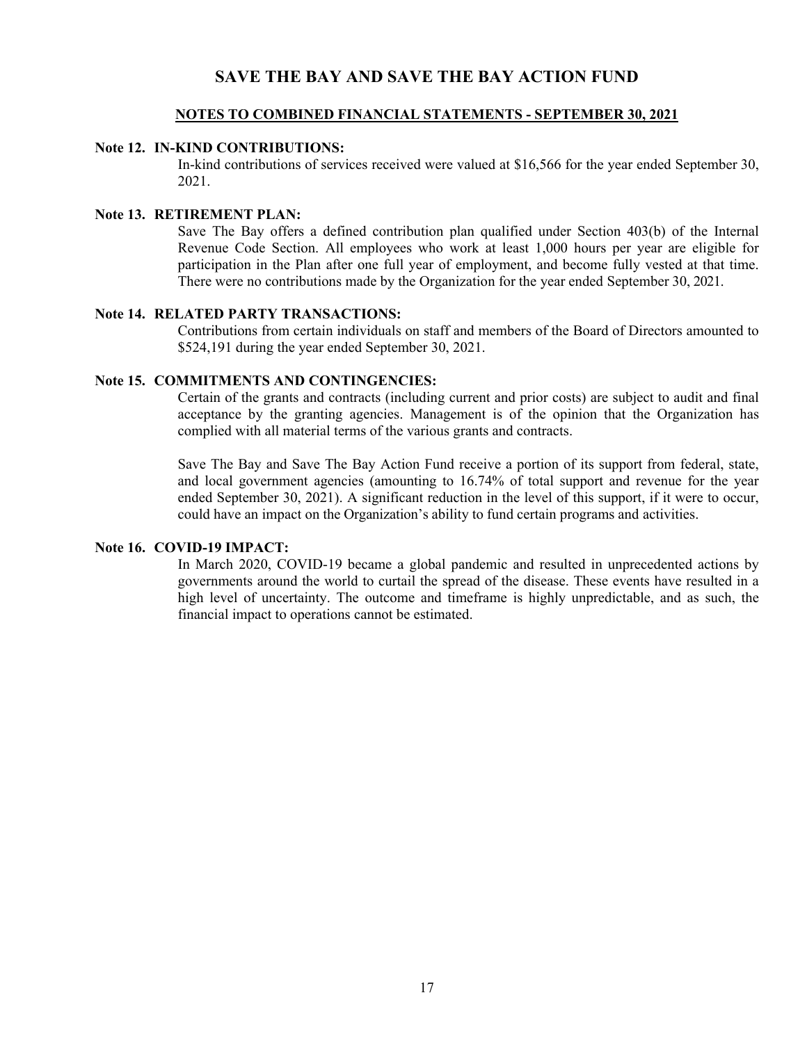# SAVE THE BAY AND SAVE THE BAY ACTION FUND

## NOTES TO COMBINED FINANCIAL STATEMENTS - SEPTEMBER 30, 2021

### Note 12. IN-KIND CONTRIBUTIONS:

In-kind contributions of services received were valued at $16,566 for the year ended September 30, 2021.

### Note 13. RETIREMENT PLAN:

Save The Bay offers a defined contribution plan qualified under Section 403(b) of the Internal Revenue Code Section. All employees who work at least 1,000 hours per year are eligible for participation in the Plan after one full year of employment, and become fully vested at that time. There were no contributions made by the Organization for the year ended September 30, 2021.

### Note 14. RELATED PARTY TRANSACTIONS:

Contributions from certain individuals on staff and members of the Board of Directors amounted to $524,191 during the year ended September 30, 2021.

### Note 15. COMMITMENTS AND CONTINGENCIES:

Certain of the grants and contracts (including current and prior costs) are subject to audit and final acceptance by the granting agencies. Management is of the opinion that the Organization has complied with all material terms of the various grants and contracts.

Save The Bay and Save The Bay Action Fund receive a portion of its support from federal, state, and local government agencies (amounting to 16.74% of total support and revenue for the year ended September 30, 2021). A significant reduction in the level of this support, if it were to occur, could have an impact on the Organization's ability to fund certain programs and activities.

### Note 16. COVID-19 IMPACT:

In March 2020, COVID-19 became a global pandemic and resulted in unprecedented actions by governments around the world to curtail the spread of the disease. These events have resulted in a high level of uncertainty. The outcome and timeframe is highly unpredictable, and as such, the financial impact to operations cannot be estimated.